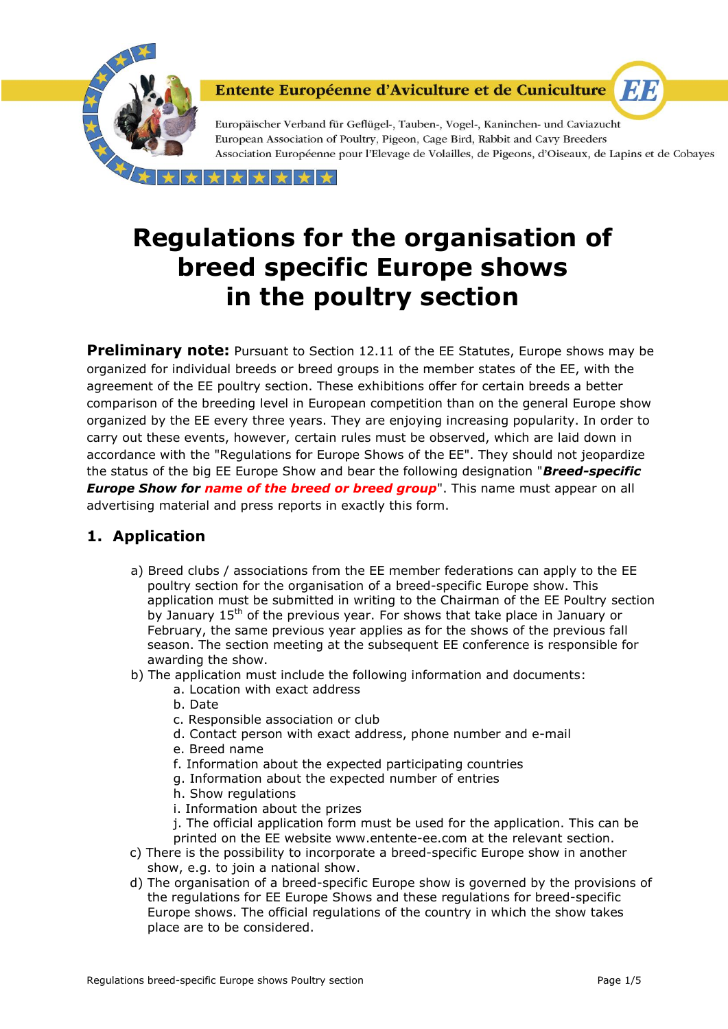Entente Européenne d'Aviculture et de Cuniculture

Europäischer Verband für Geflügel-, Tauben-, Vogel-, Kaninchen- und Caviazucht
European Association of Poultry, Pigeon, Cage Bird, Rabbit and Cavy Breeders
Association Européenne pour l'Elevage de Volailles, de Pigeons, d'Oiseaux, de Lapins et de Cobayes

# Regulations for the organisation of breed specific Europe shows in the poultry section

**Preliminary note:** Pursuant to Section 12.11 of the EE Statutes, Europe shows may be organized for individual breeds or breed groups in the member states of the EE, with the agreement of the EE poultry section. These exhibitions offer for certain breeds a better comparison of the breeding level in European competition than on the general Europe show organized by the EE every three years. They are enjoying increasing popularity. In order to carry out these events, however, certain rules must be observed, which are laid down in accordance with the "Regulations for Europe Shows of the EE". They should not jeopardize the status of the big EE Europe Show and bear the following designation "***Breed-specific Europe Show for name of the breed or breed group***". This name must appear on all advertising material and press reports in exactly this form.

## 1. Application

a) Breed clubs / associations from the EE member federations can apply to the EE poultry section for the organisation of a breed-specific Europe show. This application must be submitted in writing to the Chairman of the EE Poultry section by January 15th of the previous year. For shows that take place in January or February, the same previous year applies as for the shows of the previous fall season. The section meeting at the subsequent EE conference is responsible for awarding the show.

b) The application must include the following information and documents:
   a. Location with exact address
   b. Date
   c. Responsible association or club
   d. Contact person with exact address, phone number and e-mail
   e. Breed name
   f. Information about the expected participating countries
   g. Information about the expected number of entries
   h. Show regulations
   i. Information about the prizes
   j. The official application form must be used for the application. This can be printed on the EE website www.entente-ee.com at the relevant section.

c) There is the possibility to incorporate a breed-specific Europe show in another show, e.g. to join a national show.

d) The organisation of a breed-specific Europe show is governed by the provisions of the regulations for EE Europe Shows and these regulations for breed-specific Europe shows. The official regulations of the country in which the show takes place are to be considered.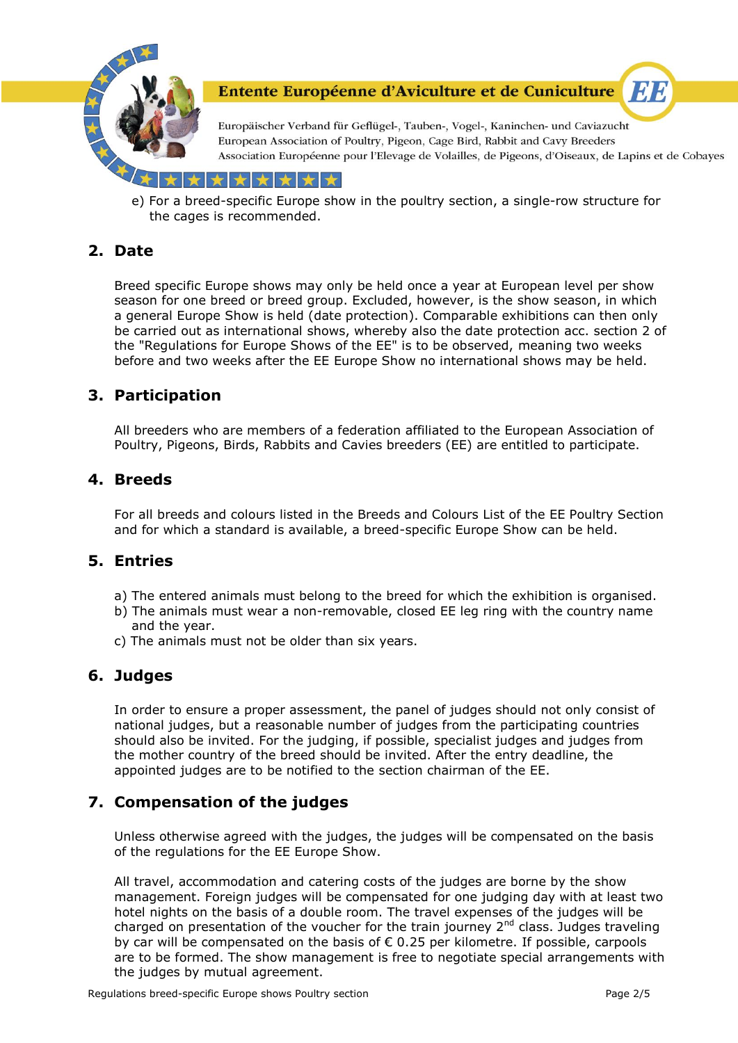e) For a breed-specific Europe show in the poultry section, a single-row structure for the cages is recommended.

## 2. Date

Breed specific Europe shows may only be held once a year at European level per show season for one breed or breed group. Excluded, however, is the show season, in which a general Europe Show is held (date protection). Comparable exhibitions can then only be carried out as international shows, whereby also the date protection acc. section 2 of the "Regulations for Europe Shows of the EE" is to be observed, meaning two weeks before and two weeks after the EE Europe Show no international shows may be held.

## 3. Participation

All breeders who are members of a federation affiliated to the European Association of Poultry, Pigeons, Birds, Rabbits and Cavies breeders (EE) are entitled to participate.

## 4. Breeds

For all breeds and colours listed in the Breeds and Colours List of the EE Poultry Section and for which a standard is available, a breed-specific Europe Show can be held.

## 5. Entries

a) The entered animals must belong to the breed for which the exhibition is organised.
b) The animals must wear a non-removable, closed EE leg ring with the country name and the year.
c) The animals must not be older than six years.

## 6. Judges

In order to ensure a proper assessment, the panel of judges should not only consist of national judges, but a reasonable number of judges from the participating countries should also be invited. For the judging, if possible, specialist judges and judges from the mother country of the breed should be invited. After the entry deadline, the appointed judges are to be notified to the section chairman of the EE.

## 7. Compensation of the judges

Unless otherwise agreed with the judges, the judges will be compensated on the basis of the regulations for the EE Europe Show.

All travel, accommodation and catering costs of the judges are borne by the show management. Foreign judges will be compensated for one judging day with at least two hotel nights on the basis of a double room. The travel expenses of the judges will be charged on presentation of the voucher for the train journey 2nd class. Judges traveling by car will be compensated on the basis of € 0.25 per kilometre. If possible, carpools are to be formed. The show management is free to negotiate special arrangements with the judges by mutual agreement.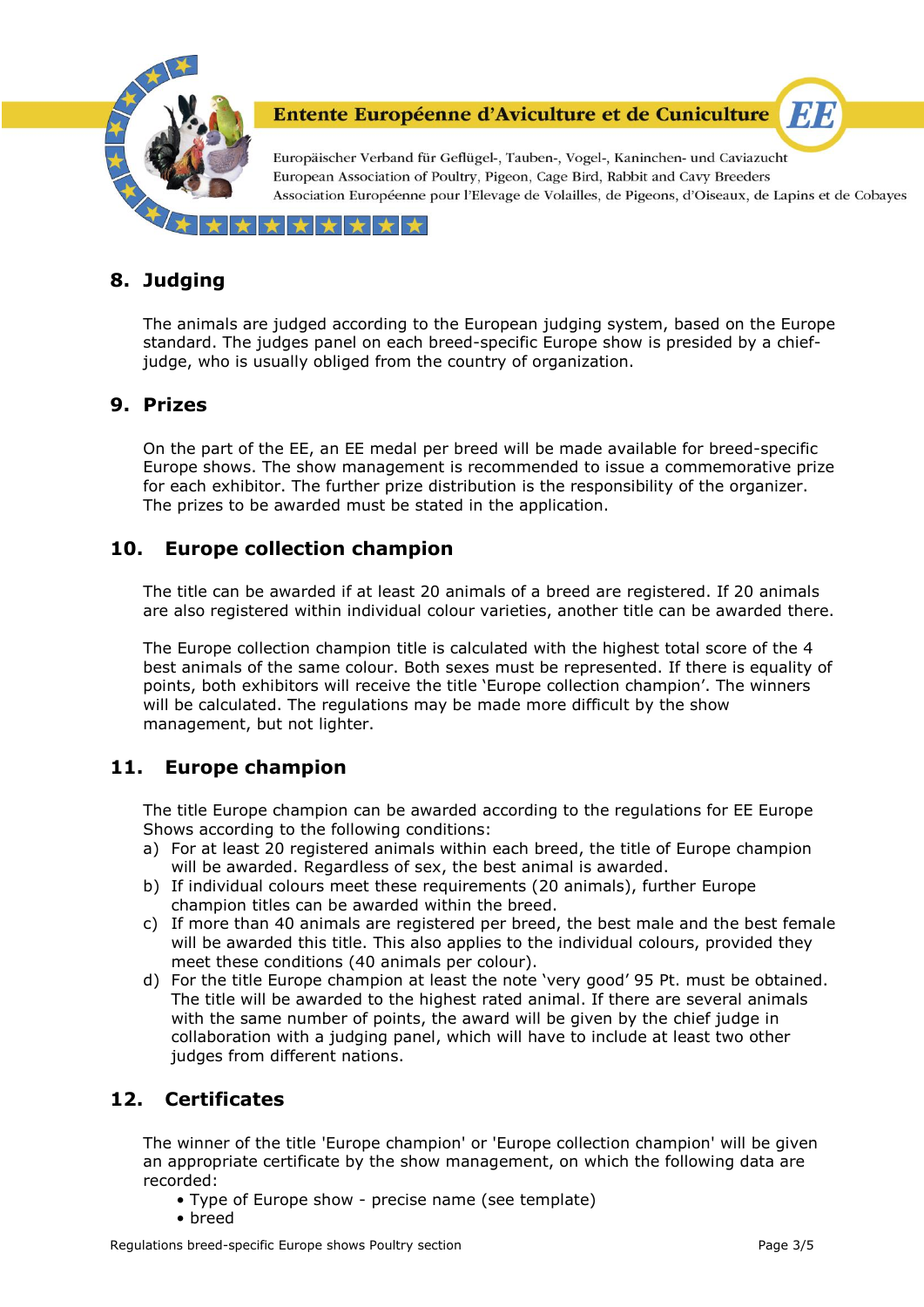## 8. Judging

The animals are judged according to the European judging system, based on the Europe standard. The judges panel on each breed-specific Europe show is presided by a chief-judge, who is usually obliged from the country of organization.

## 9. Prizes

On the part of the EE, an EE medal per breed will be made available for breed-specific Europe shows. The show management is recommended to issue a commemorative prize for each exhibitor. The further prize distribution is the responsibility of the organizer. The prizes to be awarded must be stated in the application.

## 10. Europe collection champion

The title can be awarded if at least 20 animals of a breed are registered. If 20 animals are also registered within individual colour varieties, another title can be awarded there.

The Europe collection champion title is calculated with the highest total score of the 4 best animals of the same colour. Both sexes must be represented. If there is equality of points, both exhibitors will receive the title 'Europe collection champion'. The winners will be calculated. The regulations may be made more difficult by the show management, but not lighter.

## 11. Europe champion

The title Europe champion can be awarded according to the regulations for EE Europe Shows according to the following conditions:

a) For at least 20 registered animals within each breed, the title of Europe champion will be awarded. Regardless of sex, the best animal is awarded.
b) If individual colours meet these requirements (20 animals), further Europe champion titles can be awarded within the breed.
c) If more than 40 animals are registered per breed, the best male and the best female will be awarded this title. This also applies to the individual colours, provided they meet these conditions (40 animals per colour).
d) For the title Europe champion at least the note 'very good' 95 Pt. must be obtained. The title will be awarded to the highest rated animal. If there are several animals with the same number of points, the award will be given by the chief judge in collaboration with a judging panel, which will have to include at least two other judges from different nations.

## 12. Certificates

The winner of the title 'Europe champion' or 'Europe collection champion' will be given an appropriate certificate by the show management, on which the following data are recorded:

- Type of Europe show - precise name (see template)
- breed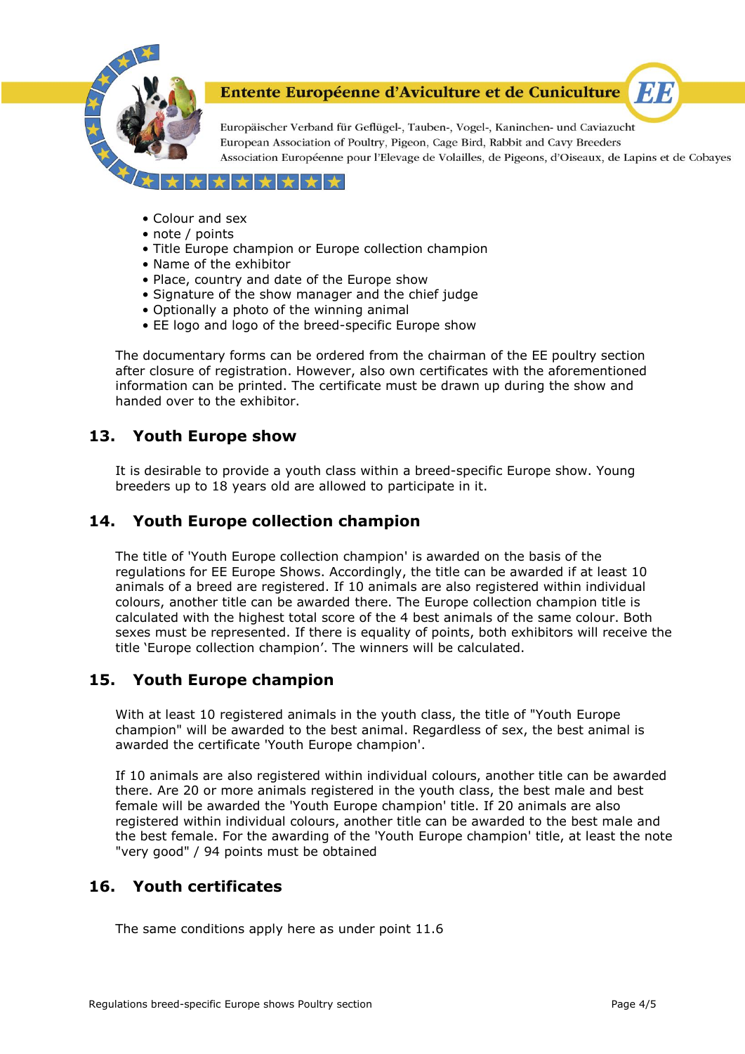- Colour and sex
- note / points
- Title Europe champion or Europe collection champion
- Name of the exhibitor
- Place, country and date of the Europe show
- Signature of the show manager and the chief judge
- Optionally a photo of the winning animal
- EE logo and logo of the breed-specific Europe show

The documentary forms can be ordered from the chairman of the EE poultry section after closure of registration. However, also own certificates with the aforementioned information can be printed. The certificate must be drawn up during the show and handed over to the exhibitor.

## 13. Youth Europe show

It is desirable to provide a youth class within a breed-specific Europe show. Young breeders up to 18 years old are allowed to participate in it.

## 14. Youth Europe collection champion

The title of 'Youth Europe collection champion' is awarded on the basis of the regulations for EE Europe Shows. Accordingly, the title can be awarded if at least 10 animals of a breed are registered. If 10 animals are also registered within individual colours, another title can be awarded there. The Europe collection champion title is calculated with the highest total score of the 4 best animals of the same colour. Both sexes must be represented. If there is equality of points, both exhibitors will receive the title 'Europe collection champion'. The winners will be calculated.

## 15. Youth Europe champion

With at least 10 registered animals in the youth class, the title of "Youth Europe champion" will be awarded to the best animal. Regardless of sex, the best animal is awarded the certificate 'Youth Europe champion'.

If 10 animals are also registered within individual colours, another title can be awarded there. Are 20 or more animals registered in the youth class, the best male and best female will be awarded the 'Youth Europe champion' title. If 20 animals are also registered within individual colours, another title can be awarded to the best male and the best female. For the awarding of the 'Youth Europe champion' title, at least the note "very good" / 94 points must be obtained

## 16. Youth certificates

The same conditions apply here as under point 11.6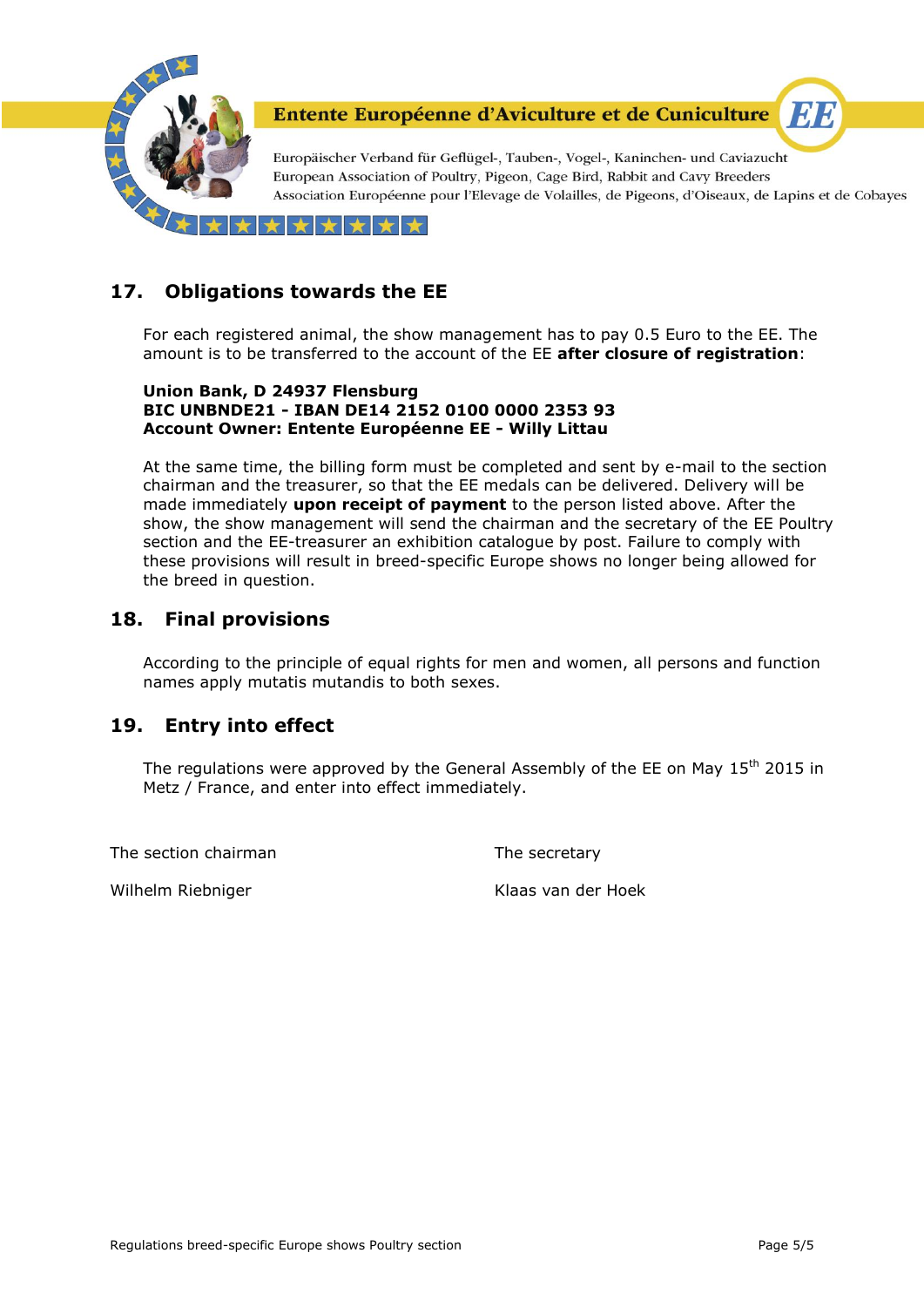## 17. Obligations towards the EE

For each registered animal, the show management has to pay 0.5 Euro to the EE. The amount is to be transferred to the account of the EE **after closure of registration**:

**Union Bank, D 24937 Flensburg**
**BIC UNBNDE21 - IBAN DE14 2152 0100 0000 2353 93**
**Account Owner: Entente Européenne EE - Willy Littau**

At the same time, the billing form must be completed and sent by e-mail to the section chairman and the treasurer, so that the EE medals can be delivered. Delivery will be made immediately **upon receipt of payment** to the person listed above. After the show, the show management will send the chairman and the secretary of the EE Poultry section and the EE-treasurer an exhibition catalogue by post. Failure to comply with these provisions will result in breed-specific Europe shows no longer being allowed for the breed in question.

## 18. Final provisions

According to the principle of equal rights for men and women, all persons and function names apply mutatis mutandis to both sexes.

## 19. Entry into effect

The regulations were approved by the General Assembly of the EE on May 15th 2015 in Metz / France, and enter into effect immediately.

The section chairman

Wilhelm Riebniger

The secretary

Klaas van der Hoek